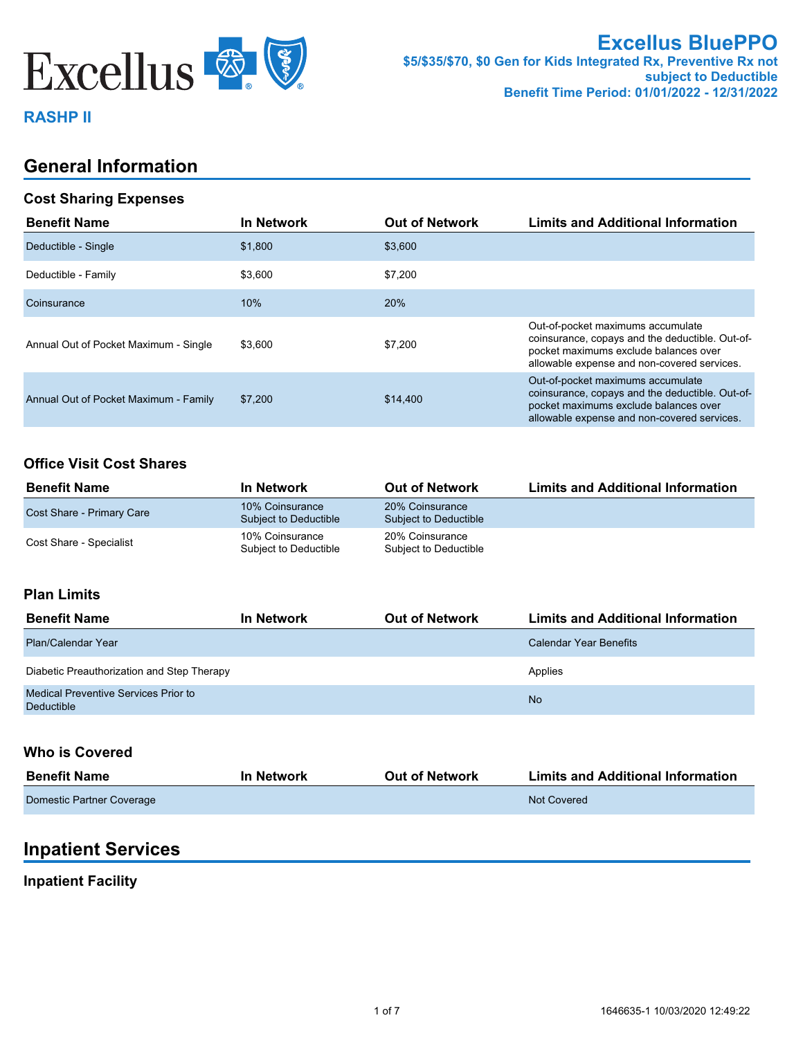# Excellus BluePPO

**$5/$35/$70, $0 Gen for Kids Integrated Rx, Preventive Rx not subject to Deductible**

**Benefit Time Period: 01/01/2022 - 12/31/2022**

**RASHP II**

## General Information

### Cost Sharing Expenses

| Benefit Name | In Network | Out of Network | Limits and Additional Information |
|---|---|---|---|
| Deductible - Single | $1,800 | $3,600 | |
| Deductible - Family | $3,600 | $7,200 | |
| Coinsurance | 10% | 20% | |
| Annual Out of Pocket Maximum - Single | $3,600 | $7,200 | Out-of-pocket maximums accumulate coinsurance, copays and the deductible. Out-of-pocket maximums exclude balances over allowable expense and non-covered services. |
| Annual Out of Pocket Maximum - Family | $7,200 | $14,400 | Out-of-pocket maximums accumulate coinsurance, copays and the deductible. Out-of-pocket maximums exclude balances over allowable expense and non-covered services. |

### Office Visit Cost Shares

| Benefit Name | In Network | Out of Network | Limits and Additional Information |
|---|---|---|---|
| Cost Share - Primary Care | 10% Coinsurance Subject to Deductible | 20% Coinsurance Subject to Deductible | |
| Cost Share - Specialist | 10% Coinsurance Subject to Deductible | 20% Coinsurance Subject to Deductible | |

### Plan Limits

| Benefit Name | In Network | Out of Network | Limits and Additional Information |
|---|---|---|---|
| Plan/Calendar Year | | | Calendar Year Benefits |
| Diabetic Preauthorization and Step Therapy | | | Applies |
| Medical Preventive Services Prior to Deductible | | | No |

### Who is Covered

| Benefit Name | In Network | Out of Network | Limits and Additional Information |
|---|---|---|---|
| Domestic Partner Coverage | | | Not Covered |

## Inpatient Services

### Inpatient Facility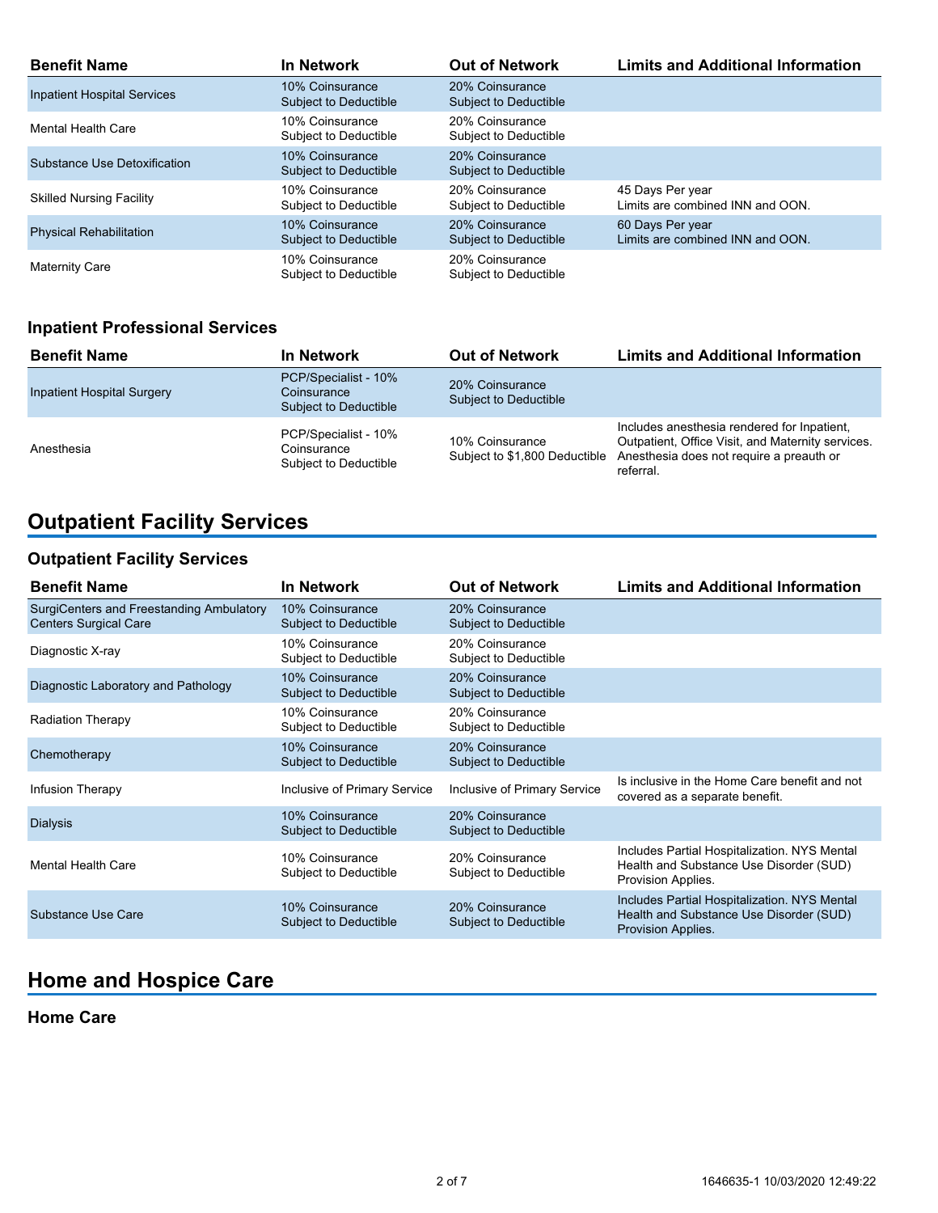| Benefit Name | In Network | Out of Network | Limits and Additional Information |
|---|---|---|---|
| Inpatient Hospital Services | 10% Coinsurance Subject to Deductible | 20% Coinsurance Subject to Deductible | |
| Mental Health Care | 10% Coinsurance Subject to Deductible | 20% Coinsurance Subject to Deductible | |
| Substance Use Detoxification | 10% Coinsurance Subject to Deductible | 20% Coinsurance Subject to Deductible | |
| Skilled Nursing Facility | 10% Coinsurance Subject to Deductible | 20% Coinsurance Subject to Deductible | 45 Days Per year Limits are combined INN and OON. |
| Physical Rehabilitation | 10% Coinsurance Subject to Deductible | 20% Coinsurance Subject to Deductible | 60 Days Per year Limits are combined INN and OON. |
| Maternity Care | 10% Coinsurance Subject to Deductible | 20% Coinsurance Subject to Deductible | |

### Inpatient Professional Services

| Benefit Name | In Network | Out of Network | Limits and Additional Information |
|---|---|---|---|
| Inpatient Hospital Surgery | PCP/Specialist - 10% Coinsurance Subject to Deductible | 20% Coinsurance Subject to Deductible | |
| Anesthesia | PCP/Specialist - 10% Coinsurance Subject to Deductible | 10% Coinsurance Subject to $1,800 Deductible | Includes anesthesia rendered for Inpatient, Outpatient, Office Visit, and Maternity services. Anesthesia does not require a preauth or referral. |

## Outpatient Facility Services

### Outpatient Facility Services

| Benefit Name | In Network | Out of Network | Limits and Additional Information |
|---|---|---|---|
| SurgiCenters and Freestanding Ambulatory Centers Surgical Care | 10% Coinsurance Subject to Deductible | 20% Coinsurance Subject to Deductible | |
| Diagnostic X-ray | 10% Coinsurance Subject to Deductible | 20% Coinsurance Subject to Deductible | |
| Diagnostic Laboratory and Pathology | 10% Coinsurance Subject to Deductible | 20% Coinsurance Subject to Deductible | |
| Radiation Therapy | 10% Coinsurance Subject to Deductible | 20% Coinsurance Subject to Deductible | |
| Chemotherapy | 10% Coinsurance Subject to Deductible | 20% Coinsurance Subject to Deductible | |
| Infusion Therapy | Inclusive of Primary Service | Inclusive of Primary Service | Is inclusive in the Home Care benefit and not covered as a separate benefit. |
| Dialysis | 10% Coinsurance Subject to Deductible | 20% Coinsurance Subject to Deductible | |
| Mental Health Care | 10% Coinsurance Subject to Deductible | 20% Coinsurance Subject to Deductible | Includes Partial Hospitalization. NYS Mental Health and Substance Use Disorder (SUD) Provision Applies. |
| Substance Use Care | 10% Coinsurance Subject to Deductible | 20% Coinsurance Subject to Deductible | Includes Partial Hospitalization. NYS Mental Health and Substance Use Disorder (SUD) Provision Applies. |

## Home and Hospice Care

### Home Care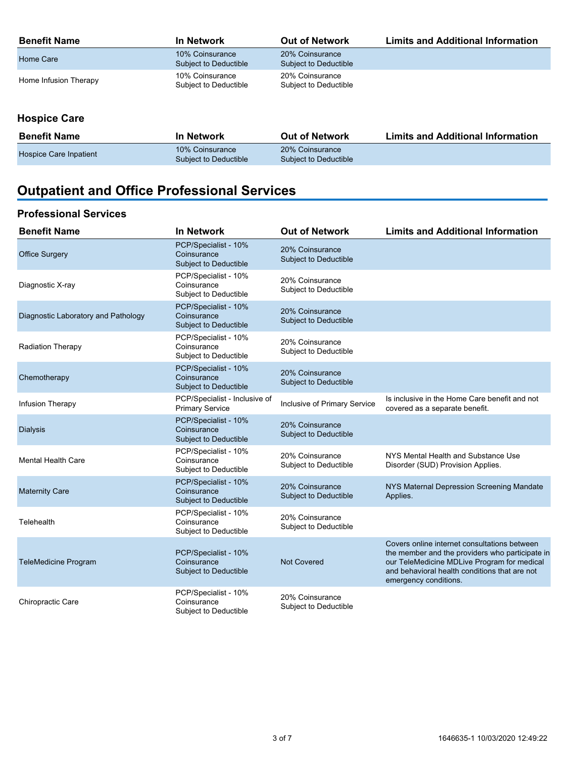| Benefit Name | In Network | Out of Network | Limits and Additional Information |
|---|---|---|---|
| Home Care | 10% Coinsurance Subject to Deductible | 20% Coinsurance Subject to Deductible | |
| Home Infusion Therapy | 10% Coinsurance Subject to Deductible | 20% Coinsurance Subject to Deductible | |

### Hospice Care

| Benefit Name | In Network | Out of Network | Limits and Additional Information |
|---|---|---|---|
| Hospice Care Inpatient | 10% Coinsurance Subject to Deductible | 20% Coinsurance Subject to Deductible | |

## Outpatient and Office Professional Services

### Professional Services

| Benefit Name | In Network | Out of Network | Limits and Additional Information |
|---|---|---|---|
| Office Surgery | PCP/Specialist - 10% Coinsurance Subject to Deductible | 20% Coinsurance Subject to Deductible | |
| Diagnostic X-ray | PCP/Specialist - 10% Coinsurance Subject to Deductible | 20% Coinsurance Subject to Deductible | |
| Diagnostic Laboratory and Pathology | PCP/Specialist - 10% Coinsurance Subject to Deductible | 20% Coinsurance Subject to Deductible | |
| Radiation Therapy | PCP/Specialist - 10% Coinsurance Subject to Deductible | 20% Coinsurance Subject to Deductible | |
| Chemotherapy | PCP/Specialist - 10% Coinsurance Subject to Deductible | 20% Coinsurance Subject to Deductible | |
| Infusion Therapy | PCP/Specialist - Inclusive of Primary Service | Inclusive of Primary Service | Is inclusive in the Home Care benefit and not covered as a separate benefit. |
| Dialysis | PCP/Specialist - 10% Coinsurance Subject to Deductible | 20% Coinsurance Subject to Deductible | |
| Mental Health Care | PCP/Specialist - 10% Coinsurance Subject to Deductible | 20% Coinsurance Subject to Deductible | NYS Mental Health and Substance Use Disorder (SUD) Provision Applies. |
| Maternity Care | PCP/Specialist - 10% Coinsurance Subject to Deductible | 20% Coinsurance Subject to Deductible | NYS Maternal Depression Screening Mandate Applies. |
| Telehealth | PCP/Specialist - 10% Coinsurance Subject to Deductible | 20% Coinsurance Subject to Deductible | |
| TeleMedicine Program | PCP/Specialist - 10% Coinsurance Subject to Deductible | Not Covered | Covers online internet consultations between the member and the providers who participate in our TeleMedicine MDLive Program for medical and behavioral health conditions that are not emergency conditions. |
| Chiropractic Care | PCP/Specialist - 10% Coinsurance Subject to Deductible | 20% Coinsurance Subject to Deductible | |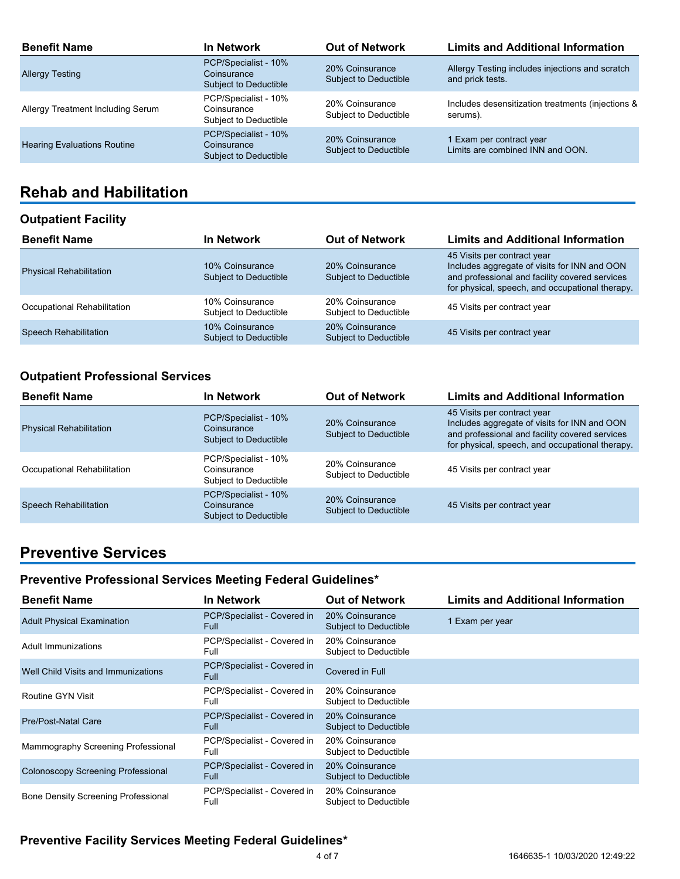| Benefit Name | In Network | Out of Network | Limits and Additional Information |
|---|---|---|---|
| Allergy Testing | PCP/Specialist - 10% Coinsurance Subject to Deductible | 20% Coinsurance Subject to Deductible | Allergy Testing includes injections and scratch and prick tests. |
| Allergy Treatment Including Serum | PCP/Specialist - 10% Coinsurance Subject to Deductible | 20% Coinsurance Subject to Deductible | Includes desensitization treatments (injections & serums). |
| Hearing Evaluations Routine | PCP/Specialist - 10% Coinsurance Subject to Deductible | 20% Coinsurance Subject to Deductible | 1 Exam per contract year Limits are combined INN and OON. |

## Rehab and Habilitation

### Outpatient Facility

| Benefit Name | In Network | Out of Network | Limits and Additional Information |
|---|---|---|---|
| Physical Rehabilitation | 10% Coinsurance Subject to Deductible | 20% Coinsurance Subject to Deductible | 45 Visits per contract year Includes aggregate of visits for INN and OON and professional and facility covered services for physical, speech, and occupational therapy. |
| Occupational Rehabilitation | 10% Coinsurance Subject to Deductible | 20% Coinsurance Subject to Deductible | 45 Visits per contract year |
| Speech Rehabilitation | 10% Coinsurance Subject to Deductible | 20% Coinsurance Subject to Deductible | 45 Visits per contract year |

### Outpatient Professional Services

| Benefit Name | In Network | Out of Network | Limits and Additional Information |
|---|---|---|---|
| Physical Rehabilitation | PCP/Specialist - 10% Coinsurance Subject to Deductible | 20% Coinsurance Subject to Deductible | 45 Visits per contract year Includes aggregate of visits for INN and OON and professional and facility covered services for physical, speech, and occupational therapy. |
| Occupational Rehabilitation | PCP/Specialist - 10% Coinsurance Subject to Deductible | 20% Coinsurance Subject to Deductible | 45 Visits per contract year |
| Speech Rehabilitation | PCP/Specialist - 10% Coinsurance Subject to Deductible | 20% Coinsurance Subject to Deductible | 45 Visits per contract year |

## Preventive Services

### Preventive Professional Services Meeting Federal Guidelines*

| Benefit Name | In Network | Out of Network | Limits and Additional Information |
|---|---|---|---|
| Adult Physical Examination | PCP/Specialist - Covered in Full | 20% Coinsurance Subject to Deductible | 1 Exam per year |
| Adult Immunizations | PCP/Specialist - Covered in Full | 20% Coinsurance Subject to Deductible | |
| Well Child Visits and Immunizations | PCP/Specialist - Covered in Full | Covered in Full | |
| Routine GYN Visit | PCP/Specialist - Covered in Full | 20% Coinsurance Subject to Deductible | |
| Pre/Post-Natal Care | PCP/Specialist - Covered in Full | 20% Coinsurance Subject to Deductible | |
| Mammography Screening Professional | PCP/Specialist - Covered in Full | 20% Coinsurance Subject to Deductible | |
| Colonoscopy Screening Professional | PCP/Specialist - Covered in Full | 20% Coinsurance Subject to Deductible | |
| Bone Density Screening Professional | PCP/Specialist - Covered in Full | 20% Coinsurance Subject to Deductible | |

### Preventive Facility Services Meeting Federal Guidelines*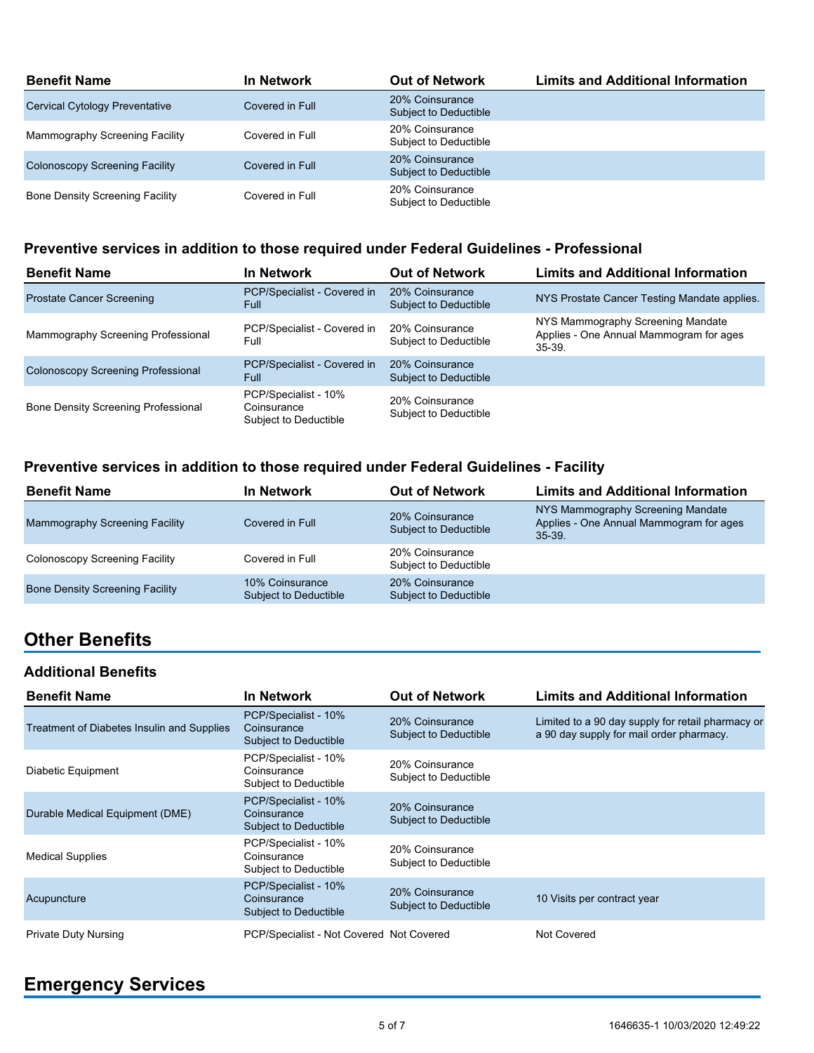| Benefit Name | In Network | Out of Network | Limits and Additional Information |
|---|---|---|---|
| Cervical Cytology Preventative | Covered in Full | 20% Coinsurance Subject to Deductible | |
| Mammography Screening Facility | Covered in Full | 20% Coinsurance Subject to Deductible | |
| Colonoscopy Screening Facility | Covered in Full | 20% Coinsurance Subject to Deductible | |
| Bone Density Screening Facility | Covered in Full | 20% Coinsurance Subject to Deductible | |

### Preventive services in addition to those required under Federal Guidelines - Professional

| Benefit Name | In Network | Out of Network | Limits and Additional Information |
|---|---|---|---|
| Prostate Cancer Screening | PCP/Specialist - Covered in Full | 20% Coinsurance Subject to Deductible | NYS Prostate Cancer Testing Mandate applies. |
| Mammography Screening Professional | PCP/Specialist - Covered in Full | 20% Coinsurance Subject to Deductible | NYS Mammography Screening Mandate Applies - One Annual Mammogram for ages 35-39. |
| Colonoscopy Screening Professional | PCP/Specialist - Covered in Full | 20% Coinsurance Subject to Deductible | |
| Bone Density Screening Professional | PCP/Specialist - 10% Coinsurance Subject to Deductible | 20% Coinsurance Subject to Deductible | |

### Preventive services in addition to those required under Federal Guidelines - Facility

| Benefit Name | In Network | Out of Network | Limits and Additional Information |
|---|---|---|---|
| Mammography Screening Facility | Covered in Full | 20% Coinsurance Subject to Deductible | NYS Mammography Screening Mandate Applies - One Annual Mammogram for ages 35-39. |
| Colonoscopy Screening Facility | Covered in Full | 20% Coinsurance Subject to Deductible | |
| Bone Density Screening Facility | 10% Coinsurance Subject to Deductible | 20% Coinsurance Subject to Deductible | |

## Other Benefits

### Additional Benefits

| Benefit Name | In Network | Out of Network | Limits and Additional Information |
|---|---|---|---|
| Treatment of Diabetes Insulin and Supplies | PCP/Specialist - 10% Coinsurance Subject to Deductible | 20% Coinsurance Subject to Deductible | Limited to a 90 day supply for retail pharmacy or a 90 day supply for mail order pharmacy. |
| Diabetic Equipment | PCP/Specialist - 10% Coinsurance Subject to Deductible | 20% Coinsurance Subject to Deductible | |
| Durable Medical Equipment (DME) | PCP/Specialist - 10% Coinsurance Subject to Deductible | 20% Coinsurance Subject to Deductible | |
| Medical Supplies | PCP/Specialist - 10% Coinsurance Subject to Deductible | 20% Coinsurance Subject to Deductible | |
| Acupuncture | PCP/Specialist - 10% Coinsurance Subject to Deductible | 20% Coinsurance Subject to Deductible | 10 Visits per contract year |
| Private Duty Nursing | PCP/Specialist - Not Covered | Not Covered | Not Covered |

## Emergency Services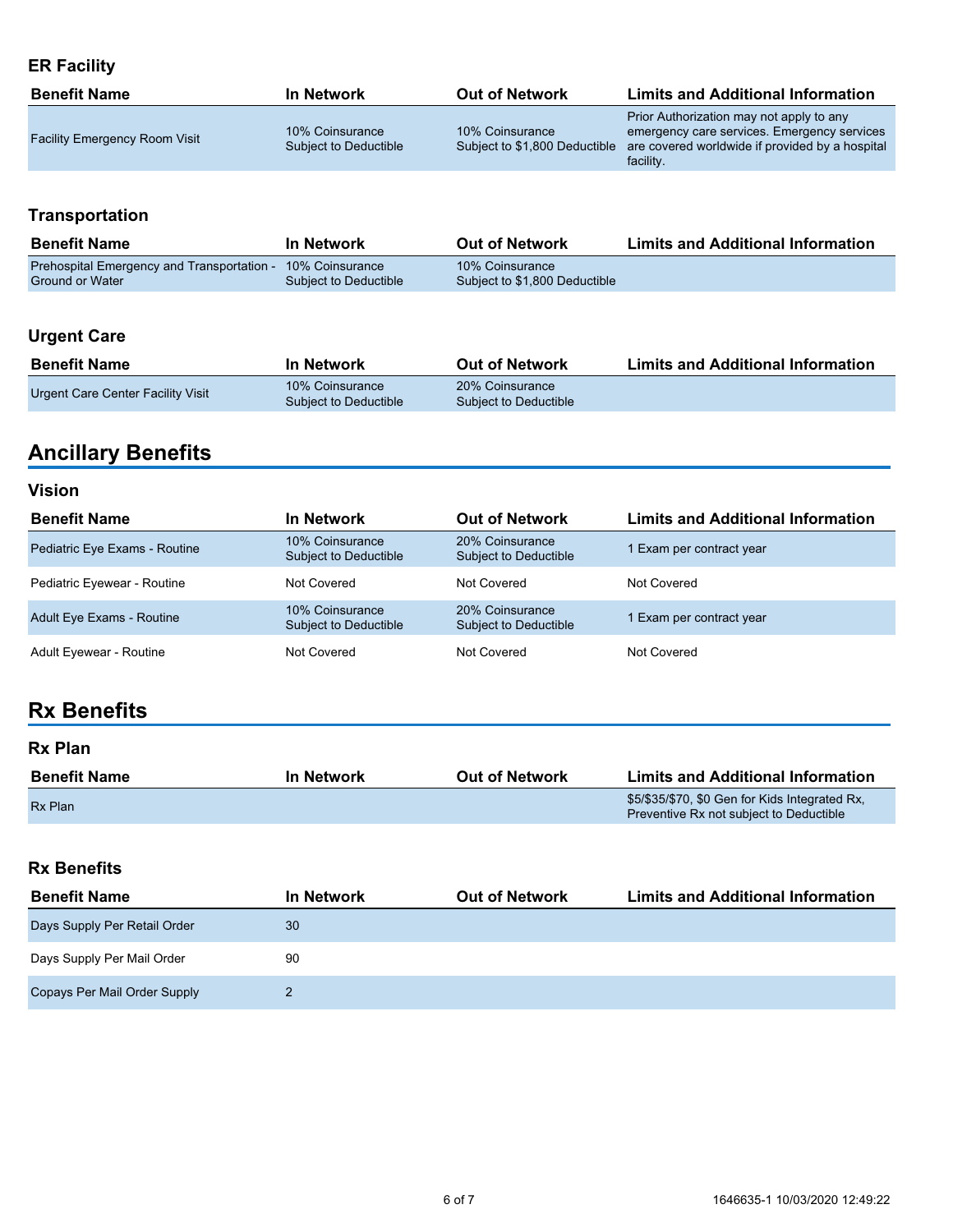### ER Facility

| Benefit Name | In Network | Out of Network | Limits and Additional Information |
| --- | --- | --- | --- |
| Facility Emergency Room Visit | 10% Coinsurance Subject to Deductible | 10% Coinsurance Subject to $1,800 Deductible | Prior Authorization may not apply to any emergency care services. Emergency services are covered worldwide if provided by a hospital facility. |

### Transportation

| Benefit Name | In Network | Out of Network | Limits and Additional Information |
| --- | --- | --- | --- |
| Prehospital Emergency and Transportation - Ground or Water | 10% Coinsurance Subject to Deductible | 10% Coinsurance Subject to $1,800 Deductible | |

### Urgent Care

| Benefit Name | In Network | Out of Network | Limits and Additional Information |
| --- | --- | --- | --- |
| Urgent Care Center Facility Visit | 10% Coinsurance Subject to Deductible | 20% Coinsurance Subject to Deductible | |

## Ancillary Benefits

### Vision

| Benefit Name | In Network | Out of Network | Limits and Additional Information |
| --- | --- | --- | --- |
| Pediatric Eye Exams - Routine | 10% Coinsurance Subject to Deductible | 20% Coinsurance Subject to Deductible | 1 Exam per contract year |
| Pediatric Eyewear - Routine | Not Covered | Not Covered | Not Covered |
| Adult Eye Exams - Routine | 10% Coinsurance Subject to Deductible | 20% Coinsurance Subject to Deductible | 1 Exam per contract year |
| Adult Eyewear - Routine | Not Covered | Not Covered | Not Covered |

## Rx Benefits

### Rx Plan

| Benefit Name | In Network | Out of Network | Limits and Additional Information |
| --- | --- | --- | --- |
| Rx Plan | | | $5/$35/$70, $0 Gen for Kids Integrated Rx, Preventive Rx not subject to Deductible |

### Rx Benefits

| Benefit Name | In Network | Out of Network | Limits and Additional Information |
| --- | --- | --- | --- |
| Days Supply Per Retail Order | 30 | | |
| Days Supply Per Mail Order | 90 | | |
| Copays Per Mail Order Supply | 2 | | |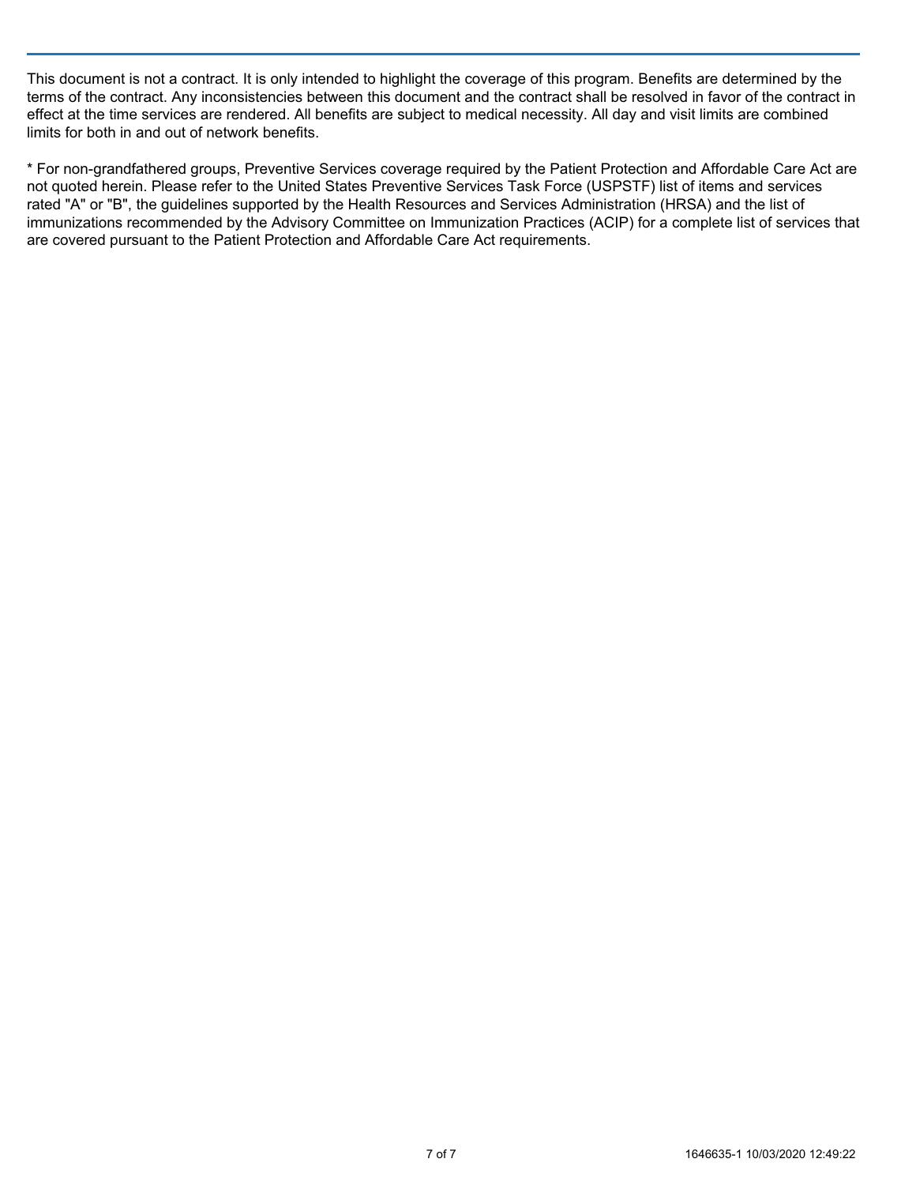This document is not a contract. It is only intended to highlight the coverage of this program. Benefits are determined by the terms of the contract. Any inconsistencies between this document and the contract shall be resolved in favor of the contract in effect at the time services are rendered. All benefits are subject to medical necessity. All day and visit limits are combined limits for both in and out of network benefits.

* For non-grandfathered groups, Preventive Services coverage required by the Patient Protection and Affordable Care Act are not quoted herein. Please refer to the United States Preventive Services Task Force (USPSTF) list of items and services rated "A" or "B", the guidelines supported by the Health Resources and Services Administration (HRSA) and the list of immunizations recommended by the Advisory Committee on Immunization Practices (ACIP) for a complete list of services that are covered pursuant to the Patient Protection and Affordable Care Act requirements.